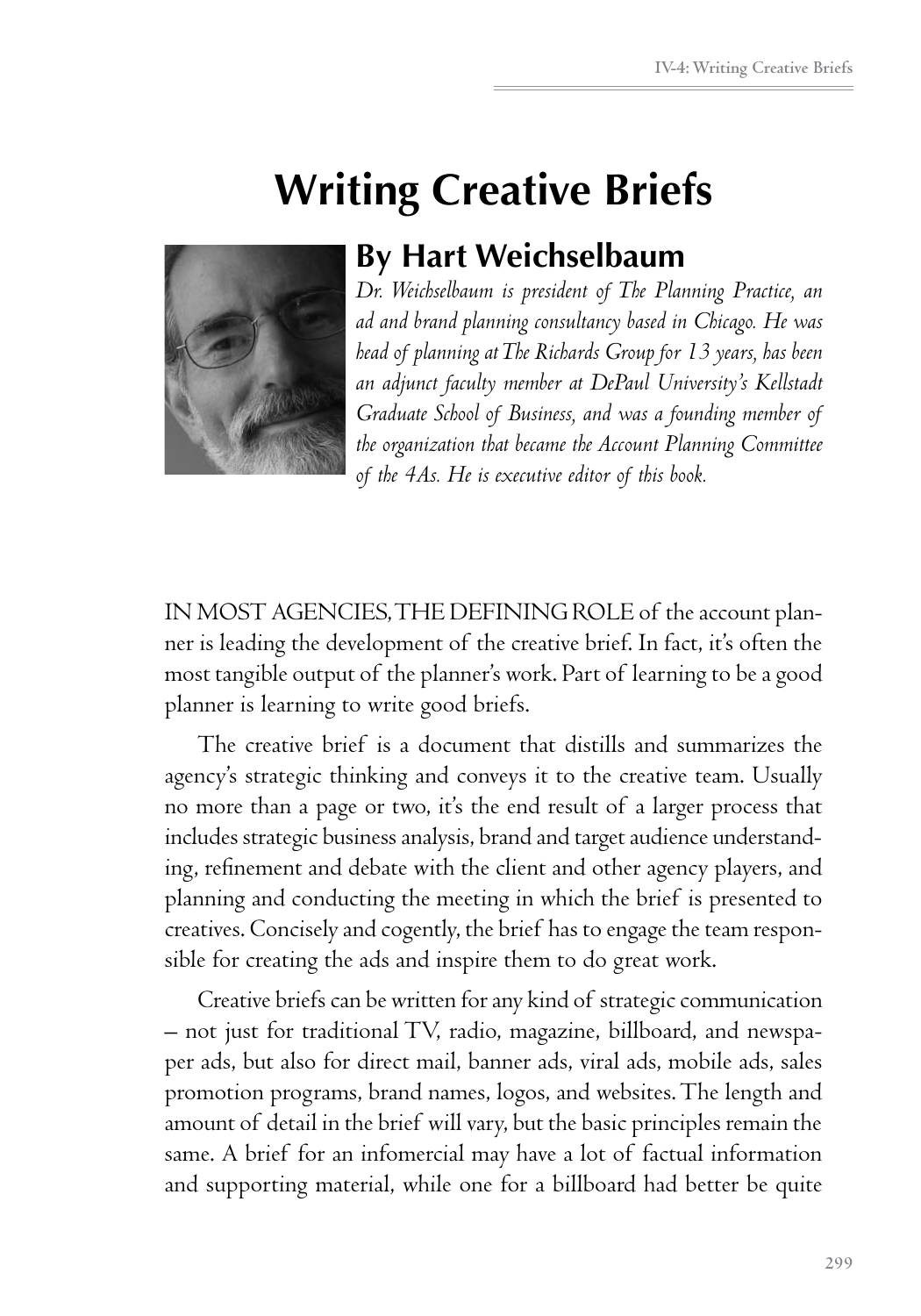# Writing Creative Briefs

## By Hart Weichselbaum

*Dr. Weichselbaum is president of The Planning Practice, an ad and brand planning consultancy based in Chicago. He was head of planning at The Richards Group for 13 years, has been an adjunct faculty member at DePaul University's Kellstadt Graduate School of Business, and was a founding member of the organization that became the Account Planning Committee of the 4As. He is executive editor of this book.*

IN MOST AGENCIES, THE DEFINING ROLE of the account planner is leading the development of the creative brief. In fact, it's often the most tangible output of the planner's work. Part of learning to be a good planner is learning to write good briefs.

The creative brief is a document that distills and summarizes the agency's strategic thinking and conveys it to the creative team. Usually no more than a page or two, it's the end result of a larger process that includes strategic business analysis, brand and target audience understanding, refinement and debate with the client and other agency players, and planning and conducting the meeting in which the brief is presented to creatives. Concisely and cogently, the brief has to engage the team responsible for creating the ads and inspire them to do great work.

Creative briefs can be written for any kind of strategic communication – not just for traditional TV, radio, magazine, billboard, and newspaper ads, but also for direct mail, banner ads, viral ads, mobile ads, sales promotion programs, brand names, logos, and websites. The length and amount of detail in the brief will vary, but the basic principles remain the same. A brief for an infomercial may have a lot of factual information and supporting material, while one for a billboard had better be quite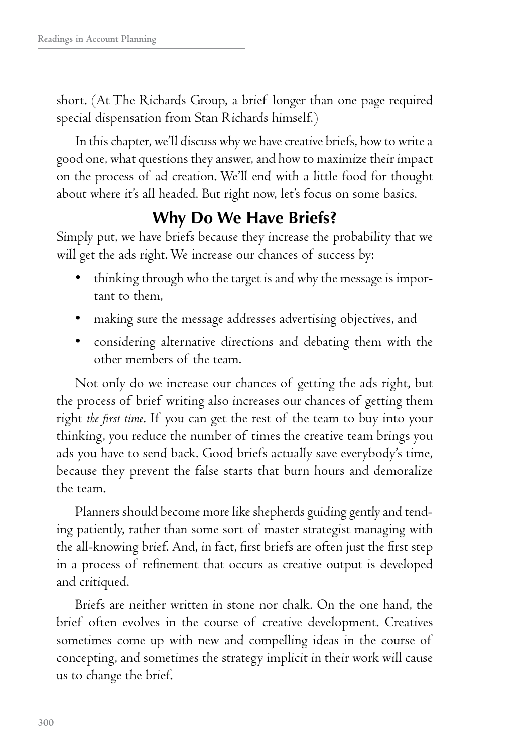short. (At The Richards Group, a brief longer than one page required special dispensation from Stan Richards himself.)

In this chapter, we'll discuss why we have creative briefs, how to write a good one, what questions they answer, and how to maximize their impact on the process of ad creation. We'll end with a little food for thought about where it's all headed. But right now, let's focus on some basics.

## Why Do We Have Briefs?

Simply put, we have briefs because they increase the probability that we will get the ads right. We increase our chances of success by:

- thinking through who the target is and why the message is important to them,
- making sure the message addresses advertising objectives, and
- considering alternative directions and debating them with the other members of the team.

Not only do we increase our chances of getting the ads right, but the process of brief writing also increases our chances of getting them right *the first time*. If you can get the rest of the team to buy into your thinking, you reduce the number of times the creative team brings you ads you have to send back. Good briefs actually save everybody's time, because they prevent the false starts that burn hours and demoralize the team.

Planners should become more like shepherds guiding gently and tending patiently, rather than some sort of master strategist managing with the all-knowing brief. And, in fact, first briefs are often just the first step in a process of refinement that occurs as creative output is developed and critiqued.

Briefs are neither written in stone nor chalk. On the one hand, the brief often evolves in the course of creative development. Creatives sometimes come up with new and compelling ideas in the course of concepting, and sometimes the strategy implicit in their work will cause us to change the brief.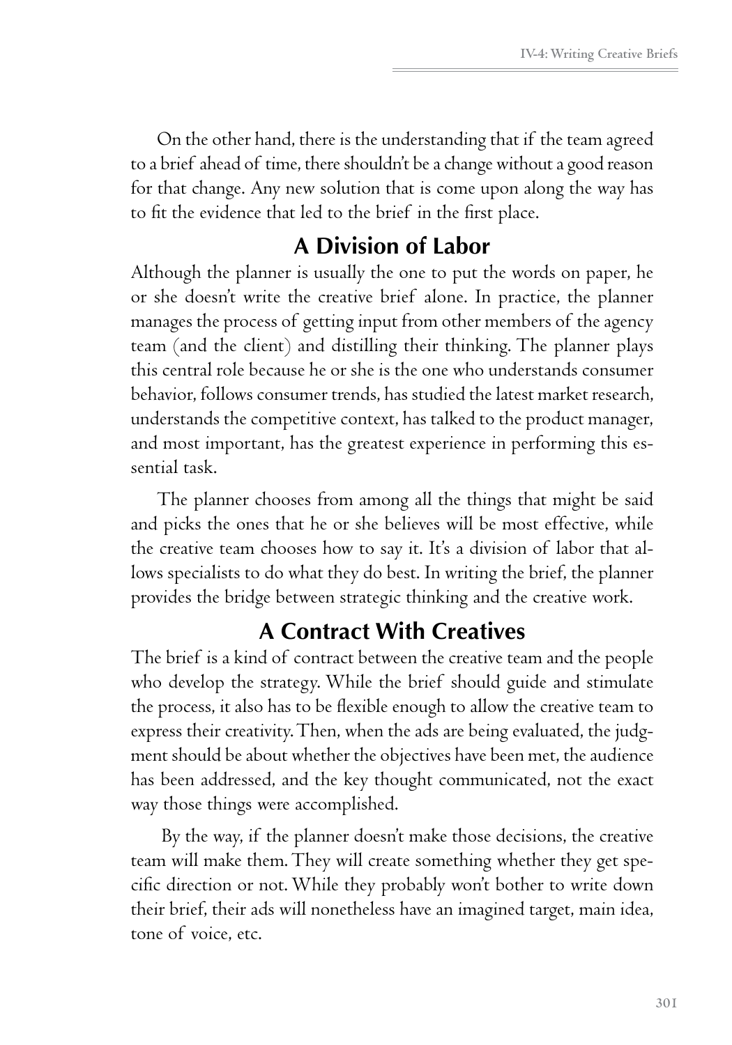On the other hand, there is the understanding that if the team agreed to a brief ahead of time, there shouldn't be a change without a good reason for that change. Any new solution that is come upon along the way has to fit the evidence that led to the brief in the first place.

## A Division of Labor

Although the planner is usually the one to put the words on paper, he or she doesn't write the creative brief alone. In practice, the planner manages the process of getting input from other members of the agency team (and the client) and distilling their thinking. The planner plays this central role because he or she is the one who understands consumer behavior, follows consumer trends, has studied the latest market research, understands the competitive context, has talked to the product manager, and most important, has the greatest experience in performing this essential task.

The planner chooses from among all the things that might be said and picks the ones that he or she believes will be most effective, while the creative team chooses how to say it. It's a division of labor that allows specialists to do what they do best. In writing the brief, the planner provides the bridge between strategic thinking and the creative work.

## A Contract With Creatives

The brief is a kind of contract between the creative team and the people who develop the strategy. While the brief should guide and stimulate the process, it also has to be flexible enough to allow the creative team to express their creativity. Then, when the ads are being evaluated, the judgment should be about whether the objectives have been met, the audience has been addressed, and the key thought communicated, not the exact way those things were accomplished.

By the way, if the planner doesn't make those decisions, the creative team will make them. They will create something whether they get specific direction or not. While they probably won't bother to write down their brief, their ads will nonetheless have an imagined target, main idea, tone of voice, etc.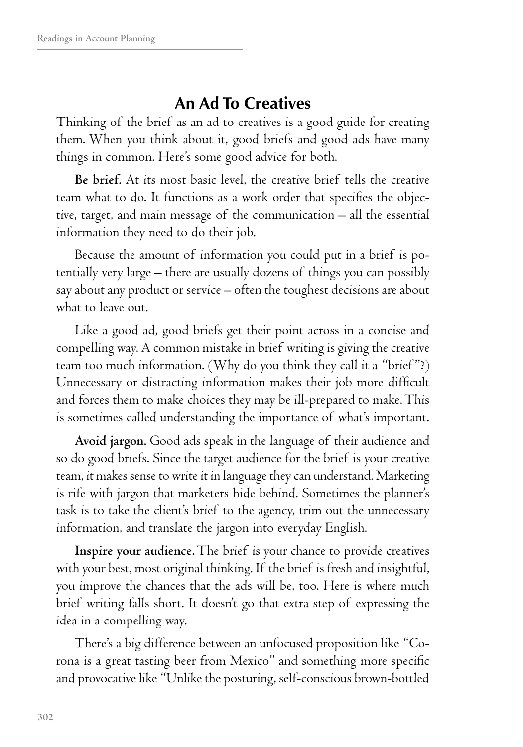## An Ad To Creatives

Thinking of the brief as an ad to creatives is a good guide for creating them. When you think about it, good briefs and good ads have many things in common. Here's some good advice for both.

**Be brief.** At its most basic level, the creative brief tells the creative team what to do. It functions as a work order that specifies the objective, target, and main message of the communication – all the essential information they need to do their job.

Because the amount of information you could put in a brief is potentially very large – there are usually dozens of things you can possibly say about any product or service – often the toughest decisions are about what to leave out.

Like a good ad, good briefs get their point across in a concise and compelling way. A common mistake in brief writing is giving the creative team too much information. (Why do you think they call it a "brief"?) Unnecessary or distracting information makes their job more difficult and forces them to make choices they may be ill-prepared to make. This is sometimes called understanding the importance of what's important.

**Avoid jargon.** Good ads speak in the language of their audience and so do good briefs. Since the target audience for the brief is your creative team, it makes sense to write it in language they can understand. Marketing is rife with jargon that marketers hide behind. Sometimes the planner's task is to take the client's brief to the agency, trim out the unnecessary information, and translate the jargon into everyday English.

**Inspire your audience.** The brief is your chance to provide creatives with your best, most original thinking. If the brief is fresh and insightful, you improve the chances that the ads will be, too. Here is where much brief writing falls short. It doesn't go that extra step of expressing the idea in a compelling way.

There's a big difference between an unfocused proposition like "Corona is a great tasting beer from Mexico" and something more specific and provocative like "Unlike the posturing, self-conscious brown-bottled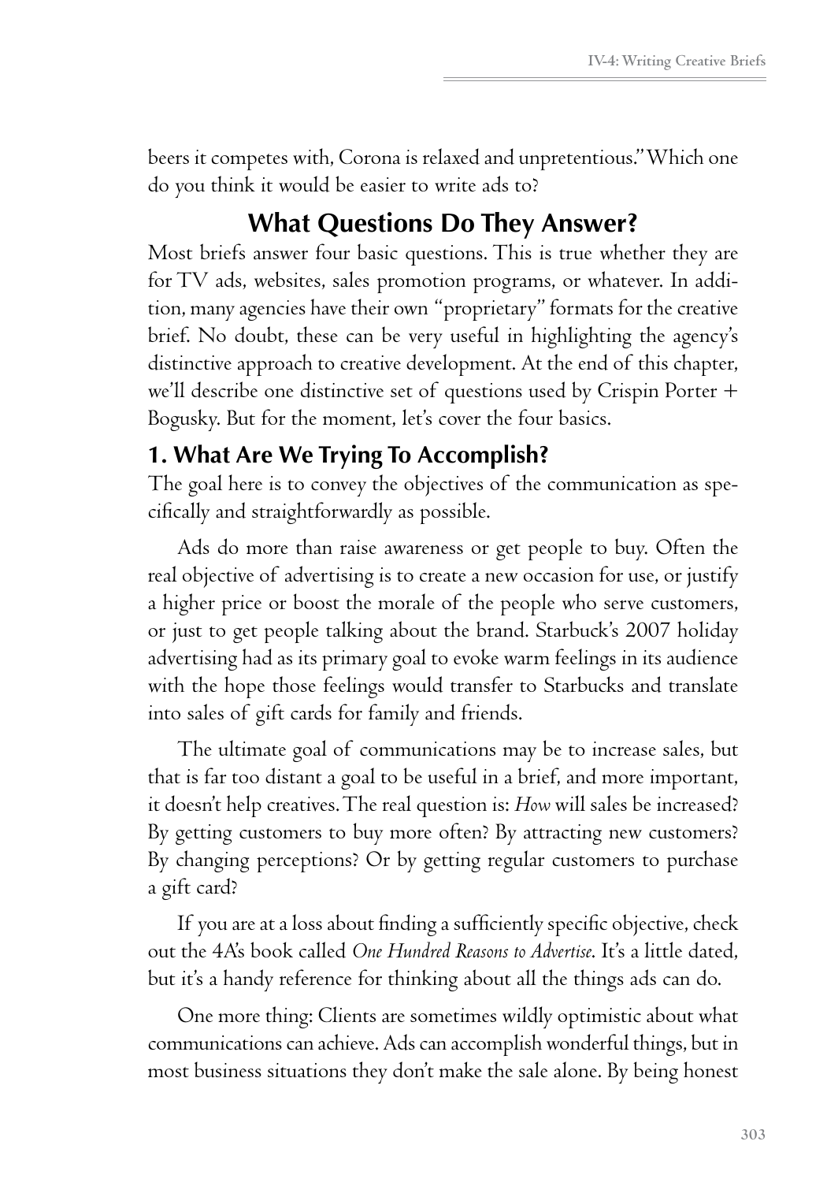beers it competes with, Corona is relaxed and unpretentious." Which one do you think it would be easier to write ads to?

## What Questions Do They Answer?

Most briefs answer four basic questions. This is true whether they are for TV ads, websites, sales promotion programs, or whatever. In addition, many agencies have their own "proprietary" formats for the creative brief. No doubt, these can be very useful in highlighting the agency's distinctive approach to creative development. At the end of this chapter, we'll describe one distinctive set of questions used by Crispin Porter + Bogusky. But for the moment, let's cover the four basics.

### 1. What Are We Trying To Accomplish?

The goal here is to convey the objectives of the communication as specifically and straightforwardly as possible.

Ads do more than raise awareness or get people to buy. Often the real objective of advertising is to create a new occasion for use, or justify a higher price or boost the morale of the people who serve customers, or just to get people talking about the brand. Starbuck's 2007 holiday advertising had as its primary goal to evoke warm feelings in its audience with the hope those feelings would transfer to Starbucks and translate into sales of gift cards for family and friends.

The ultimate goal of communications may be to increase sales, but that is far too distant a goal to be useful in a brief, and more important, it doesn't help creatives. The real question is: *How* will sales be increased? By getting customers to buy more often? By attracting new customers? By changing perceptions? Or by getting regular customers to purchase a gift card?

If you are at a loss about finding a sufficiently specific objective, check out the 4A's book called *One Hundred Reasons to Advertise*. It's a little dated, but it's a handy reference for thinking about all the things ads can do.

One more thing: Clients are sometimes wildly optimistic about what communications can achieve. Ads can accomplish wonderful things, but in most business situations they don't make the sale alone. By being honest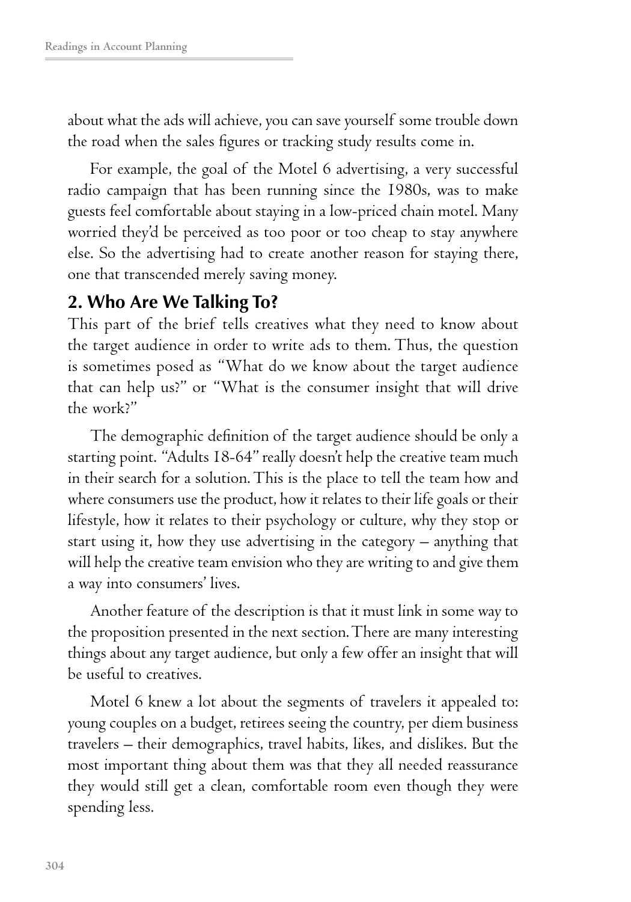about what the ads will achieve, you can save yourself some trouble down the road when the sales figures or tracking study results come in.

For example, the goal of the Motel 6 advertising, a very successful radio campaign that has been running since the 1980s, was to make guests feel comfortable about staying in a low-priced chain motel. Many worried they'd be perceived as too poor or too cheap to stay anywhere else. So the advertising had to create another reason for staying there, one that transcended merely saving money.

## 2. Who Are We Talking To?

This part of the brief tells creatives what they need to know about the target audience in order to write ads to them. Thus, the question is sometimes posed as "What do we know about the target audience that can help us?" or "What is the consumer insight that will drive the work?"

The demographic definition of the target audience should be only a starting point. "Adults 18-64" really doesn't help the creative team much in their search for a solution. This is the place to tell the team how and where consumers use the product, how it relates to their life goals or their lifestyle, how it relates to their psychology or culture, why they stop or start using it, how they use advertising in the category – anything that will help the creative team envision who they are writing to and give them a way into consumers' lives.

Another feature of the description is that it must link in some way to the proposition presented in the next section. There are many interesting things about any target audience, but only a few offer an insight that will be useful to creatives.

Motel 6 knew a lot about the segments of travelers it appealed to: young couples on a budget, retirees seeing the country, per diem business travelers – their demographics, travel habits, likes, and dislikes. But the most important thing about them was that they all needed reassurance they would still get a clean, comfortable room even though they were spending less.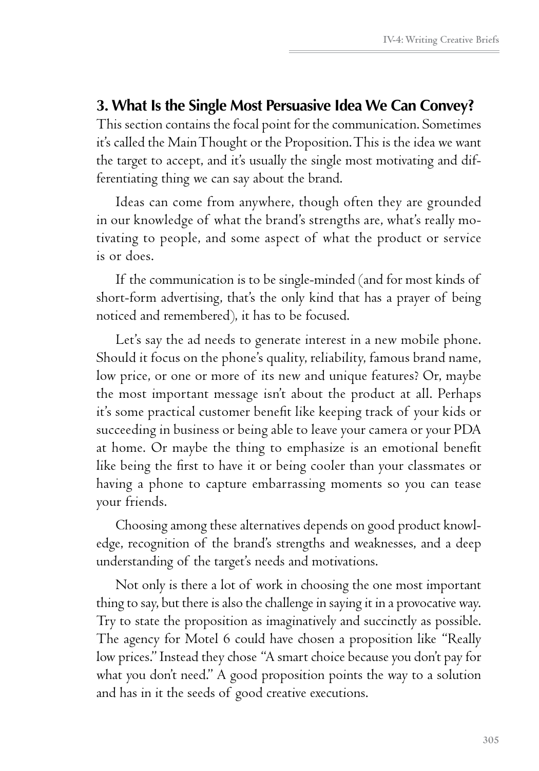## 3. What Is the Single Most Persuasive Idea We Can Convey?

This section contains the focal point for the communication. Sometimes it's called the Main Thought or the Proposition. This is the idea we want the target to accept, and it's usually the single most motivating and differentiating thing we can say about the brand.

Ideas can come from anywhere, though often they are grounded in our knowledge of what the brand's strengths are, what's really motivating to people, and some aspect of what the product or service is or does.

If the communication is to be single-minded (and for most kinds of short-form advertising, that's the only kind that has a prayer of being noticed and remembered), it has to be focused.

Let's say the ad needs to generate interest in a new mobile phone. Should it focus on the phone's quality, reliability, famous brand name, low price, or one or more of its new and unique features? Or, maybe the most important message isn't about the product at all. Perhaps it's some practical customer benefit like keeping track of your kids or succeeding in business or being able to leave your camera or your PDA at home. Or maybe the thing to emphasize is an emotional benefit like being the first to have it or being cooler than your classmates or having a phone to capture embarrassing moments so you can tease your friends.

Choosing among these alternatives depends on good product knowledge, recognition of the brand's strengths and weaknesses, and a deep understanding of the target's needs and motivations.

Not only is there a lot of work in choosing the one most important thing to say, but there is also the challenge in saying it in a provocative way. Try to state the proposition as imaginatively and succinctly as possible. The agency for Motel 6 could have chosen a proposition like "Really low prices." Instead they chose "A smart choice because you don't pay for what you don't need." A good proposition points the way to a solution and has in it the seeds of good creative executions.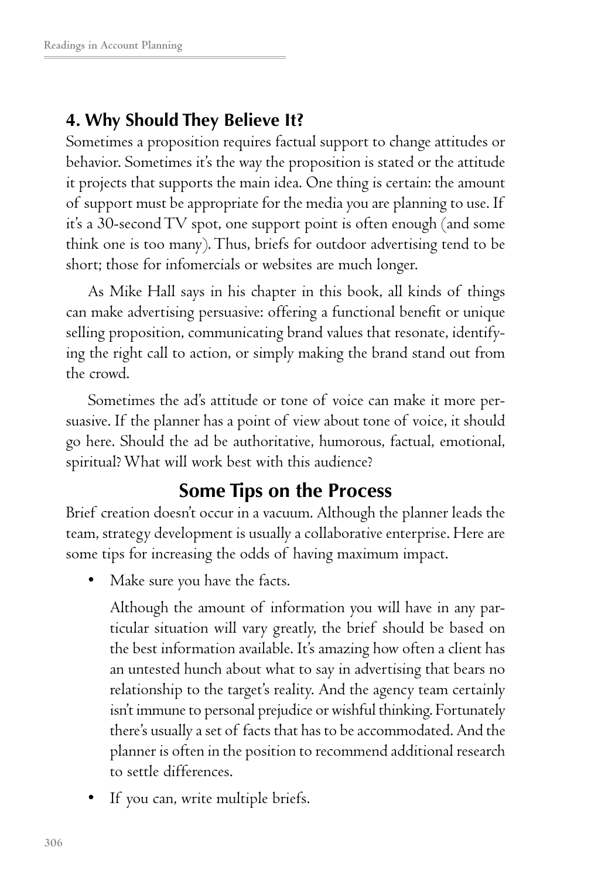## 4. Why Should They Believe It?

Sometimes a proposition requires factual support to change attitudes or behavior. Sometimes it's the way the proposition is stated or the attitude it projects that supports the main idea. One thing is certain: the amount of support must be appropriate for the media you are planning to use. If it's a 30-second TV spot, one support point is often enough (and some think one is too many). Thus, briefs for outdoor advertising tend to be short; those for infomercials or websites are much longer.

As Mike Hall says in his chapter in this book, all kinds of things can make advertising persuasive: offering a functional benefit or unique selling proposition, communicating brand values that resonate, identifying the right call to action, or simply making the brand stand out from the crowd.

Sometimes the ad's attitude or tone of voice can make it more persuasive. If the planner has a point of view about tone of voice, it should go here. Should the ad be authoritative, humorous, factual, emotional, spiritual? What will work best with this audience?

## Some Tips on the Process

Brief creation doesn't occur in a vacuum. Although the planner leads the team, strategy development is usually a collaborative enterprise. Here are some tips for increasing the odds of having maximum impact.

- Make sure you have the facts.

  Although the amount of information you will have in any particular situation will vary greatly, the brief should be based on the best information available. It's amazing how often a client has an untested hunch about what to say in advertising that bears no relationship to the target's reality. And the agency team certainly isn't immune to personal prejudice or wishful thinking. Fortunately there's usually a set of facts that has to be accommodated. And the planner is often in the position to recommend additional research to settle differences.

- If you can, write multiple briefs.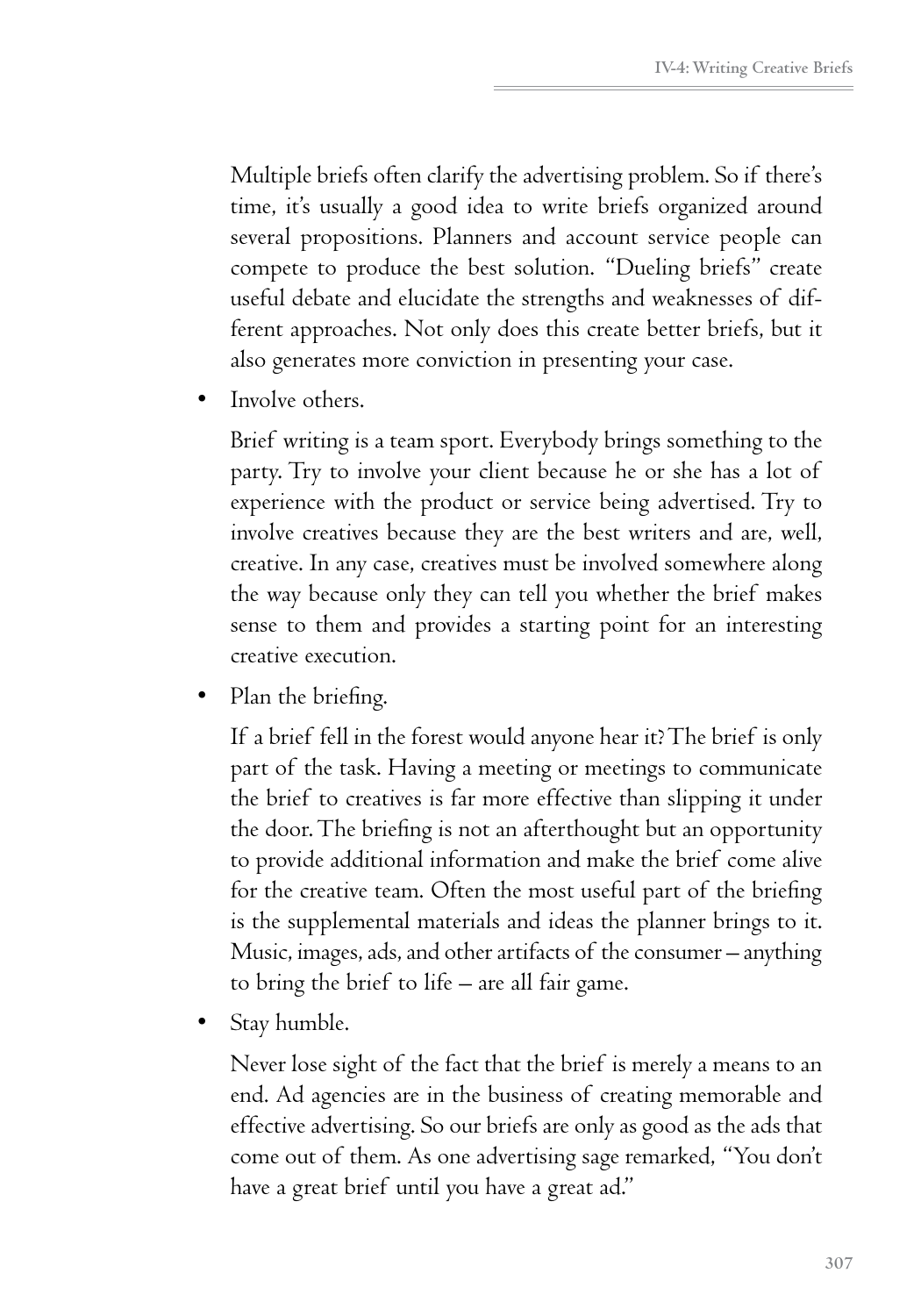Multiple briefs often clarify the advertising problem. So if there's time, it's usually a good idea to write briefs organized around several propositions. Planners and account service people can compete to produce the best solution. "Dueling briefs" create useful debate and elucidate the strengths and weaknesses of different approaches. Not only does this create better briefs, but it also generates more conviction in presenting your case.

- Involve others.

  Brief writing is a team sport. Everybody brings something to the party. Try to involve your client because he or she has a lot of experience with the product or service being advertised. Try to involve creatives because they are the best writers and are, well, creative. In any case, creatives must be involved somewhere along the way because only they can tell you whether the brief makes sense to them and provides a starting point for an interesting creative execution.

- Plan the briefing.

  If a brief fell in the forest would anyone hear it? The brief is only part of the task. Having a meeting or meetings to communicate the brief to creatives is far more effective than slipping it under the door. The briefing is not an afterthought but an opportunity to provide additional information and make the brief come alive for the creative team. Often the most useful part of the briefing is the supplemental materials and ideas the planner brings to it. Music, images, ads, and other artifacts of the consumer – anything to bring the brief to life – are all fair game.

- Stay humble.

  Never lose sight of the fact that the brief is merely a means to an end. Ad agencies are in the business of creating memorable and effective advertising. So our briefs are only as good as the ads that come out of them. As one advertising sage remarked, "You don't have a great brief until you have a great ad."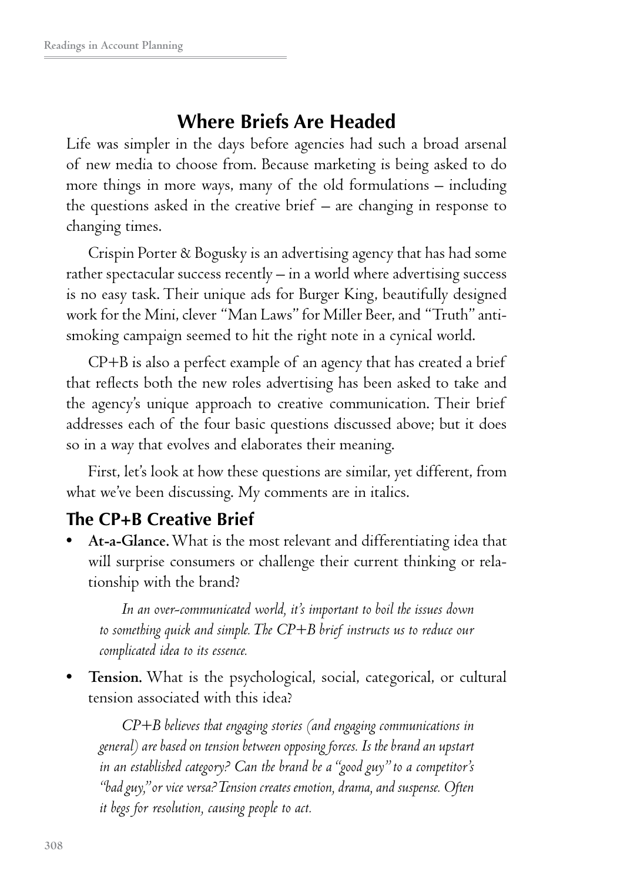## Where Briefs Are Headed

Life was simpler in the days before agencies had such a broad arsenal of new media to choose from. Because marketing is being asked to do more things in more ways, many of the old formulations – including the questions asked in the creative brief – are changing in response to changing times.

Crispin Porter & Bogusky is an advertising agency that has had some rather spectacular success recently – in a world where advertising success is no easy task. Their unique ads for Burger King, beautifully designed work for the Mini, clever "Man Laws" for Miller Beer, and "Truth" anti-smoking campaign seemed to hit the right note in a cynical world.

CP+B is also a perfect example of an agency that has created a brief that reflects both the new roles advertising has been asked to take and the agency's unique approach to creative communication. Their brief addresses each of the four basic questions discussed above; but it does so in a way that evolves and elaborates their meaning.

First, let's look at how these questions are similar, yet different, from what we've been discussing. My comments are in italics.

### The CP+B Creative Brief

- **At-a-Glance.** What is the most relevant and differentiating idea that will surprise consumers or challenge their current thinking or relationship with the brand?

  *In an over-communicated world, it's important to boil the issues down to something quick and simple. The CP+B brief instructs us to reduce our complicated idea to its essence.*

- **Tension.** What is the psychological, social, categorical, or cultural tension associated with this idea?

  *CP+B believes that engaging stories (and engaging communications in general) are based on tension between opposing forces. Is the brand an upstart in an established category? Can the brand be a "good guy" to a competitor's "bad guy," or vice versa? Tension creates emotion, drama, and suspense. Often it begs for resolution, causing people to act.*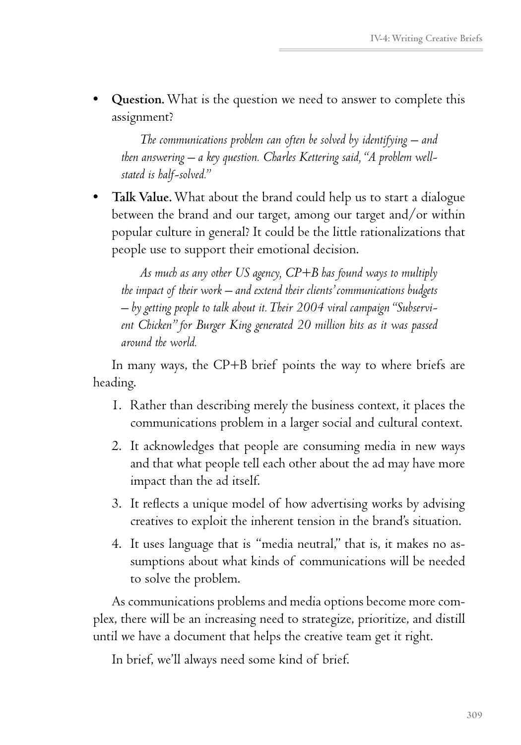- **Question.** What is the question we need to answer to complete this assignment?

  *The communications problem can often be solved by identifying – and then answering – a key question. Charles Kettering said, "A problem well-stated is half-solved."*

- **Talk Value.** What about the brand could help us to start a dialogue between the brand and our target, among our target and/or within popular culture in general? It could be the little rationalizations that people use to support their emotional decision.

  *As much as any other US agency, CP+B has found ways to multiply the impact of their work – and extend their clients' communications budgets – by getting people to talk about it. Their 2004 viral campaign "Subservient Chicken" for Burger King generated 20 million hits as it was passed around the world.*

In many ways, the CP+B brief points the way to where briefs are heading.

1. Rather than describing merely the business context, it places the communications problem in a larger social and cultural context.
2. It acknowledges that people are consuming media in new ways and that what people tell each other about the ad may have more impact than the ad itself.
3. It reflects a unique model of how advertising works by advising creatives to exploit the inherent tension in the brand's situation.
4. It uses language that is "media neutral," that is, it makes no assumptions about what kinds of communications will be needed to solve the problem.

As communications problems and media options become more complex, there will be an increasing need to strategize, prioritize, and distill until we have a document that helps the creative team get it right.

In brief, we'll always need some kind of brief.